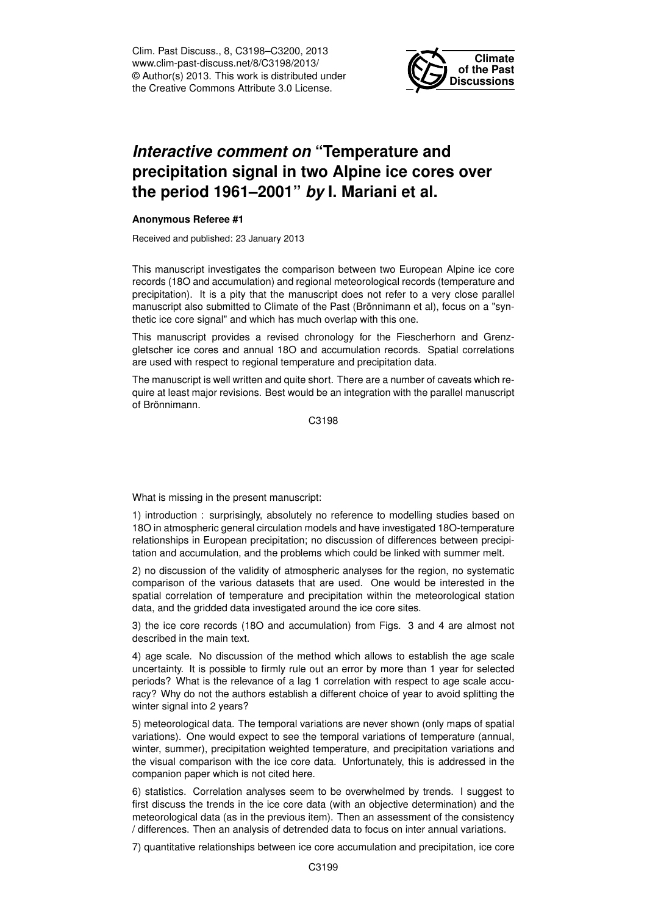# *Interactive comment on* "Temperature and precipitation signal in two Alpine ice cores over the period 1961–2001" *by* I. Mariani et al.

**Anonymous Referee #1**

Received and published: 23 January 2013

This manuscript investigates the comparison between two European Alpine ice core records (18O and accumulation) and regional meteorological records (temperature and precipitation). It is a pity that the manuscript does not refer to a very close parallel manuscript also submitted to Climate of the Past (Brönnimann et al), focus on a "synthetic ice core signal" and which has much overlap with this one.

This manuscript provides a revised chronology for the Fiescherhorn and Grenzgletscher ice cores and annual 18O and accumulation records. Spatial correlations are used with respect to regional temperature and precipitation data.

The manuscript is well written and quite short. There are a number of caveats which require at least major revisions. Best would be an integration with the parallel manuscript of Brönnimann.

What is missing in the present manuscript:

1) introduction : surprisingly, absolutely no reference to modelling studies based on 18O in atmospheric general circulation models and have investigated 18O-temperature relationships in European precipitation; no discussion of differences between precipitation and accumulation, and the problems which could be linked with summer melt.

2) no discussion of the validity of atmospheric analyses for the region, no systematic comparison of the various datasets that are used. One would be interested in the spatial correlation of temperature and precipitation within the meteorological station data, and the gridded data investigated around the ice core sites.

3) the ice core records (18O and accumulation) from Figs. 3 and 4 are almost not described in the main text.

4) age scale. No discussion of the method which allows to establish the age scale uncertainty. It is possible to firmly rule out an error by more than 1 year for selected periods? What is the relevance of a lag 1 correlation with respect to age scale accuracy? Why do not the authors establish a different choice of year to avoid splitting the winter signal into 2 years?

5) meteorological data. The temporal variations are never shown (only maps of spatial variations). One would expect to see the temporal variations of temperature (annual, winter, summer), precipitation weighted temperature, and precipitation variations and the visual comparison with the ice core data. Unfortunately, this is addressed in the companion paper which is not cited here.

6) statistics. Correlation analyses seem to be overwhelmed by trends. I suggest to first discuss the trends in the ice core data (with an objective determination) and the meteorological data (as in the previous item). Then an assessment of the consistency / differences. Then an analysis of detrended data to focus on inter annual variations.

7) quantitative relationships between ice core accumulation and precipitation, ice core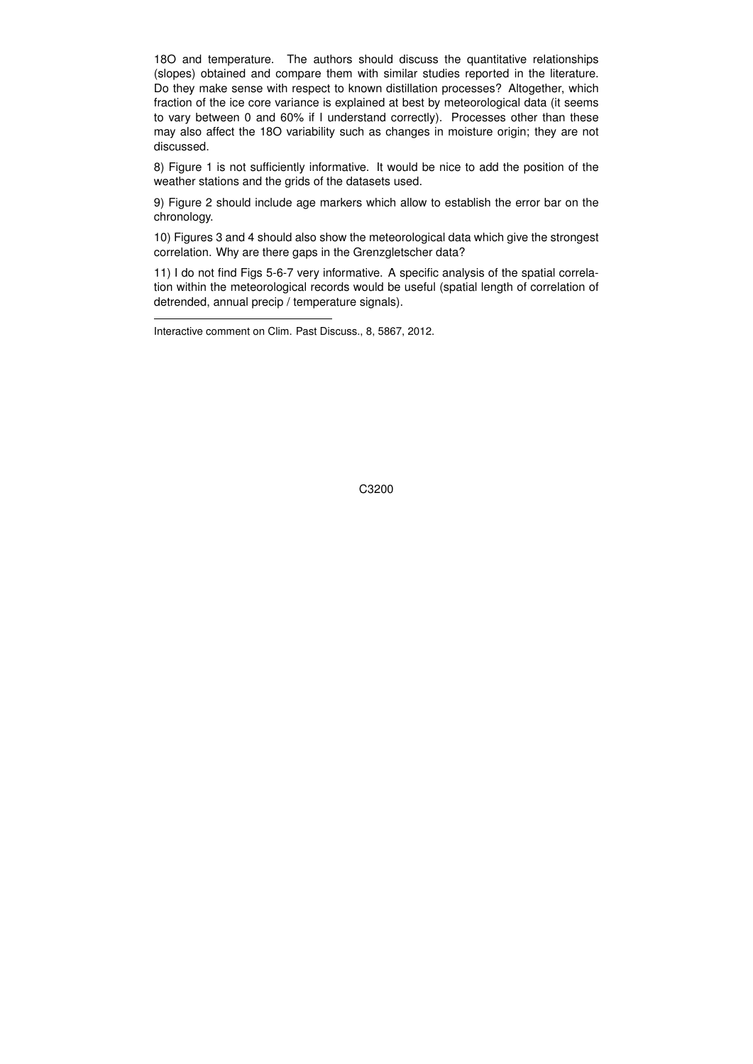18O and temperature. The authors should discuss the quantitative relationships (slopes) obtained and compare them with similar studies reported in the literature. Do they make sense with respect to known distillation processes? Altogether, which fraction of the ice core variance is explained at best by meteorological data (it seems to vary between 0 and 60% if I understand correctly). Processes other than these may also affect the 18O variability such as changes in moisture origin; they are not discussed.

8) Figure 1 is not sufficiently informative. It would be nice to add the position of the weather stations and the grids of the datasets used.

9) Figure 2 should include age markers which allow to establish the error bar on the chronology.

10) Figures 3 and 4 should also show the meteorological data which give the strongest correlation. Why are there gaps in the Grenzgletscher data?

11) I do not find Figs 5-6-7 very informative. A specific analysis of the spatial correlation within the meteorological records would be useful (spatial length of correlation of detrended, annual precip / temperature signals).

---

Interactive comment on Clim. Past Discuss., 8, 5867, 2012.